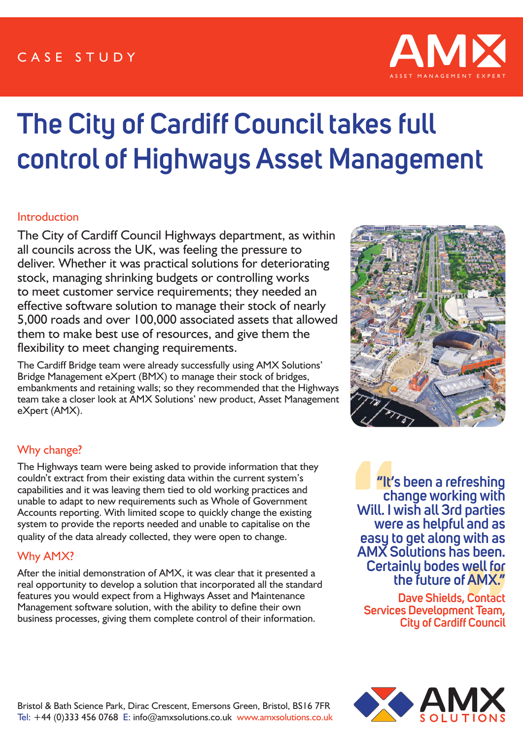CASE STUDY

# The City of Cardiff Council takes full control of Highways Asset Management

## Introduction

The City of Cardiff Council Highways department, as within all councils across the UK, was feeling the pressure to deliver. Whether it was practical solutions for deteriorating stock, managing shrinking budgets or controlling works to meet customer service requirements; they needed an effective software solution to manage their stock of nearly 5,000 roads and over 100,000 associated assets that allowed them to make best use of resources, and give them the flexibility to meet changing requirements.

The Cardiff Bridge team were already successfully using AMX Solutions' Bridge Management eXpert (BMX) to manage their stock of bridges, embankments and retaining walls; so they recommended that the Highways team take a closer look at AMX Solutions' new product, Asset Management eXpert (AMX).

## Why change?

The Highways team were being asked to provide information that they couldn't extract from their existing data within the current system's capabilities and it was leaving them tied to old working practices and unable to adapt to new requirements such as Whole of Government Accounts reporting. With limited scope to quickly change the existing system to provide the reports needed and unable to capitalise on the quality of the data already collected, they were open to change.

## Why AMX?

After the initial demonstration of AMX, it was clear that it presented a real opportunity to develop a solution that incorporated all the standard features you would expect from a Highways Asset and Maintenance Management software solution, with the ability to define their own business processes, giving them complete control of their information.

> "It's been a refreshing change working with Will. I wish all 3rd parties were as helpful and as easy to get along with as AMX Solutions has been. Certainly bodes well for the future of AMX."
>
> **Dave Shields, Contact Services Development Team, City of Cardiff Council**

Bristol & Bath Science Park, Dirac Crescent, Emersons Green, Bristol, BS16 7FR
Tel: +44 (0)333 456 0768 E: info@amxsolutions.co.uk www.amxsolutions.co.uk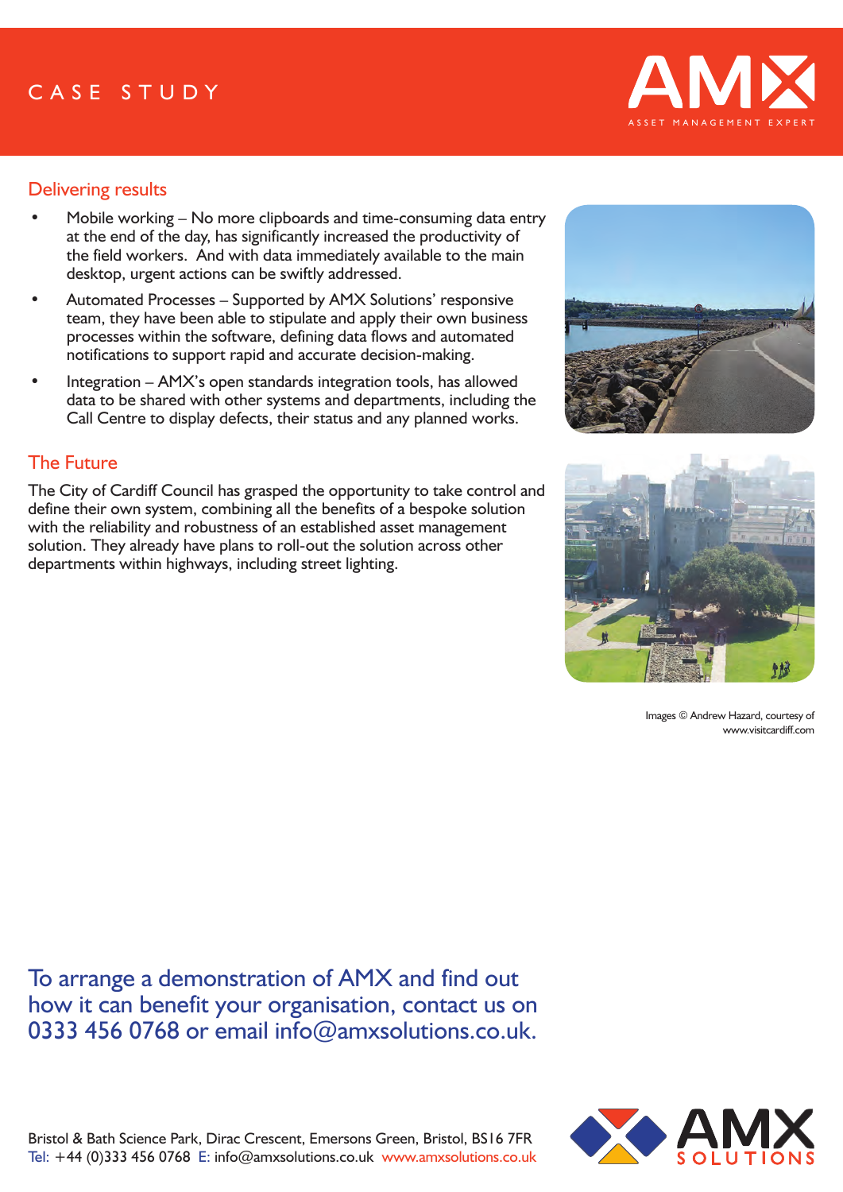CASE STUDY

## Delivering results

- Mobile working – No more clipboards and time-consuming data entry at the end of the day, has significantly increased the productivity of the field workers. And with data immediately available to the main desktop, urgent actions can be swiftly addressed.
- Automated Processes – Supported by AMX Solutions' responsive team, they have been able to stipulate and apply their own business processes within the software, defining data flows and automated notifications to support rapid and accurate decision-making.
- Integration – AMX's open standards integration tools, has allowed data to be shared with other systems and departments, including the Call Centre to display defects, their status and any planned works.

## The Future

The City of Cardiff Council has grasped the opportunity to take control and define their own system, combining all the benefits of a bespoke solution with the reliability and robustness of an established asset management solution. They already have plans to roll-out the solution across other departments within highways, including street lighting.

Images © Andrew Hazard, courtesy of www.visitcardiff.com

To arrange a demonstration of AMX and find out how it can benefit your organisation, contact us on 0333 456 0768 or email info@amxsolutions.co.uk.

Bristol & Bath Science Park, Dirac Crescent, Emersons Green, Bristol, BS16 7FR
Tel: +44 (0)333 456 0768 E: info@amxsolutions.co.uk www.amxsolutions.co.uk